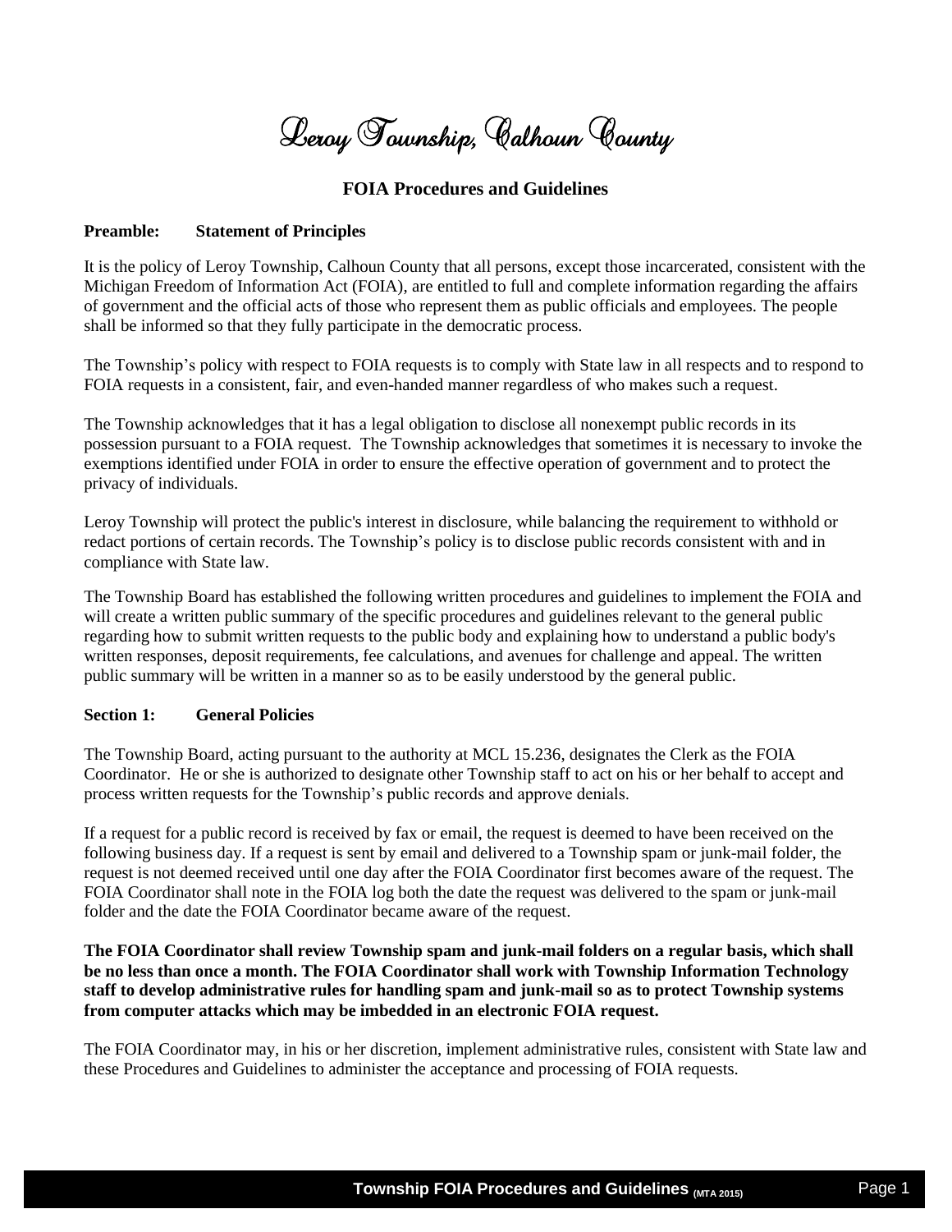# Leroy Township, Calhoun County

## FOIA Procedures and Guidelines

### Preamble: Statement of Principles

It is the policy of Leroy Township, Calhoun County that all persons, except those incarcerated, consistent with the Michigan Freedom of Information Act (FOIA), are entitled to full and complete information regarding the affairs of government and the official acts of those who represent them as public officials and employees. The people shall be informed so that they fully participate in the democratic process.

The Township's policy with respect to FOIA requests is to comply with State law in all respects and to respond to FOIA requests in a consistent, fair, and even-handed manner regardless of who makes such a request.

The Township acknowledges that it has a legal obligation to disclose all nonexempt public records in its possession pursuant to a FOIA request. The Township acknowledges that sometimes it is necessary to invoke the exemptions identified under FOIA in order to ensure the effective operation of government and to protect the privacy of individuals.

Leroy Township will protect the public's interest in disclosure, while balancing the requirement to withhold or redact portions of certain records. The Township's policy is to disclose public records consistent with and in compliance with State law.

The Township Board has established the following written procedures and guidelines to implement the FOIA and will create a written public summary of the specific procedures and guidelines relevant to the general public regarding how to submit written requests to the public body and explaining how to understand a public body's written responses, deposit requirements, fee calculations, and avenues for challenge and appeal. The written public summary will be written in a manner so as to be easily understood by the general public.

### Section 1: General Policies

The Township Board, acting pursuant to the authority at MCL 15.236, designates the Clerk as the FOIA Coordinator. He or she is authorized to designate other Township staff to act on his or her behalf to accept and process written requests for the Township's public records and approve denials.

If a request for a public record is received by fax or email, the request is deemed to have been received on the following business day. If a request is sent by email and delivered to a Township spam or junk-mail folder, the request is not deemed received until one day after the FOIA Coordinator first becomes aware of the request. The FOIA Coordinator shall note in the FOIA log both the date the request was delivered to the spam or junk-mail folder and the date the FOIA Coordinator became aware of the request.

**The FOIA Coordinator shall review Township spam and junk-mail folders on a regular basis, which shall be no less than once a month. The FOIA Coordinator shall work with Township Information Technology staff to develop administrative rules for handling spam and junk-mail so as to protect Township systems from computer attacks which may be imbedded in an electronic FOIA request.**

The FOIA Coordinator may, in his or her discretion, implement administrative rules, consistent with State law and these Procedures and Guidelines to administer the acceptance and processing of FOIA requests.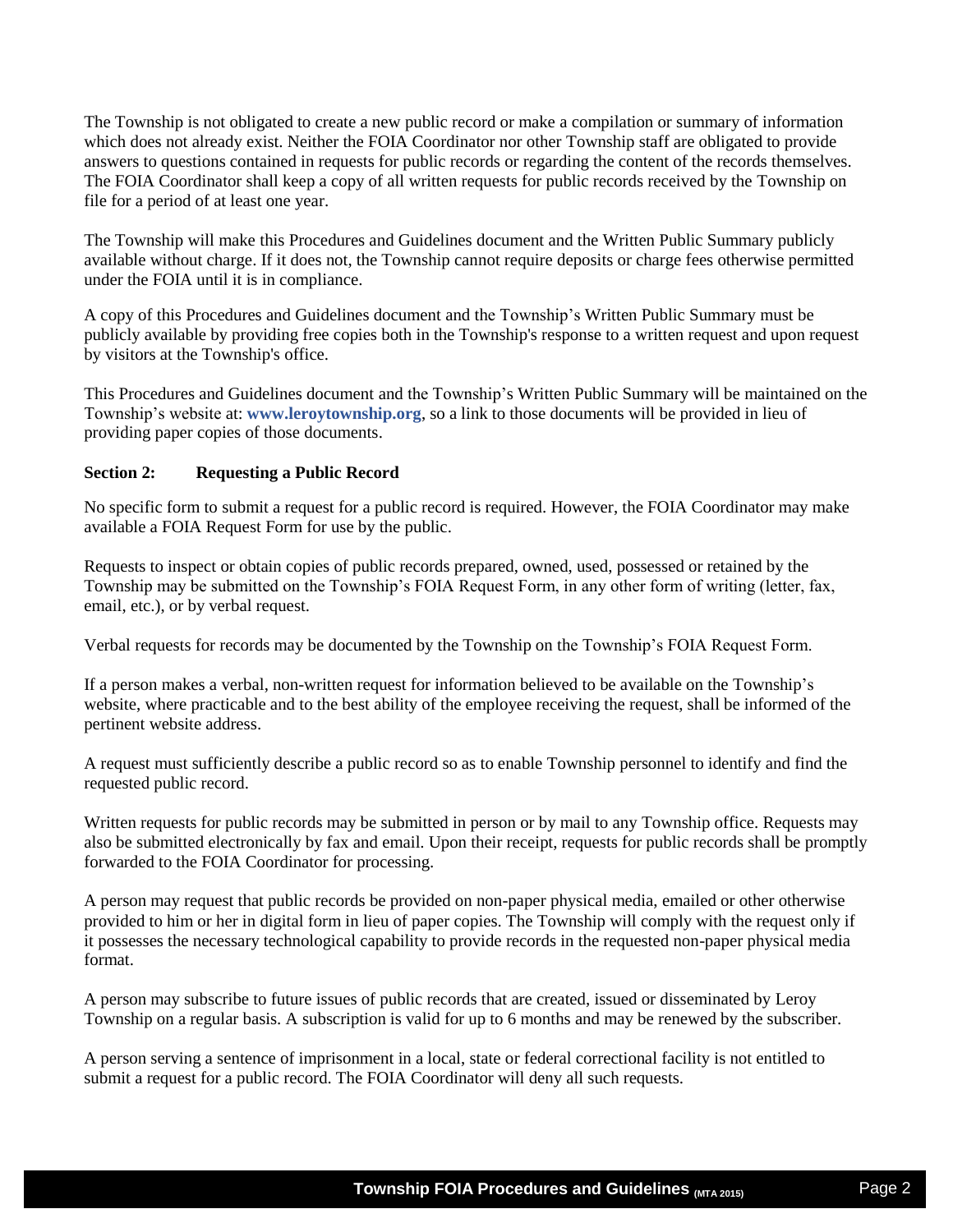The Township is not obligated to create a new public record or make a compilation or summary of information which does not already exist. Neither the FOIA Coordinator nor other Township staff are obligated to provide answers to questions contained in requests for public records or regarding the content of the records themselves. The FOIA Coordinator shall keep a copy of all written requests for public records received by the Township on file for a period of at least one year.

The Township will make this Procedures and Guidelines document and the Written Public Summary publicly available without charge. If it does not, the Township cannot require deposits or charge fees otherwise permitted under the FOIA until it is in compliance.

A copy of this Procedures and Guidelines document and the Township's Written Public Summary must be publicly available by providing free copies both in the Township's response to a written request and upon request by visitors at the Township's office.

This Procedures and Guidelines document and the Township's Written Public Summary will be maintained on the Township's website at: **www.leroytownship.org**, so a link to those documents will be provided in lieu of providing paper copies of those documents.

### Section 2: Requesting a Public Record

No specific form to submit a request for a public record is required. However, the FOIA Coordinator may make available a FOIA Request Form for use by the public.

Requests to inspect or obtain copies of public records prepared, owned, used, possessed or retained by the Township may be submitted on the Township's FOIA Request Form, in any other form of writing (letter, fax, email, etc.), or by verbal request.

Verbal requests for records may be documented by the Township on the Township's FOIA Request Form.

If a person makes a verbal, non-written request for information believed to be available on the Township's website, where practicable and to the best ability of the employee receiving the request, shall be informed of the pertinent website address.

A request must sufficiently describe a public record so as to enable Township personnel to identify and find the requested public record.

Written requests for public records may be submitted in person or by mail to any Township office. Requests may also be submitted electronically by fax and email. Upon their receipt, requests for public records shall be promptly forwarded to the FOIA Coordinator for processing.

A person may request that public records be provided on non-paper physical media, emailed or other otherwise provided to him or her in digital form in lieu of paper copies. The Township will comply with the request only if it possesses the necessary technological capability to provide records in the requested non-paper physical media format.

A person may subscribe to future issues of public records that are created, issued or disseminated by Leroy Township on a regular basis. A subscription is valid for up to 6 months and may be renewed by the subscriber.

A person serving a sentence of imprisonment in a local, state or federal correctional facility is not entitled to submit a request for a public record. The FOIA Coordinator will deny all such requests.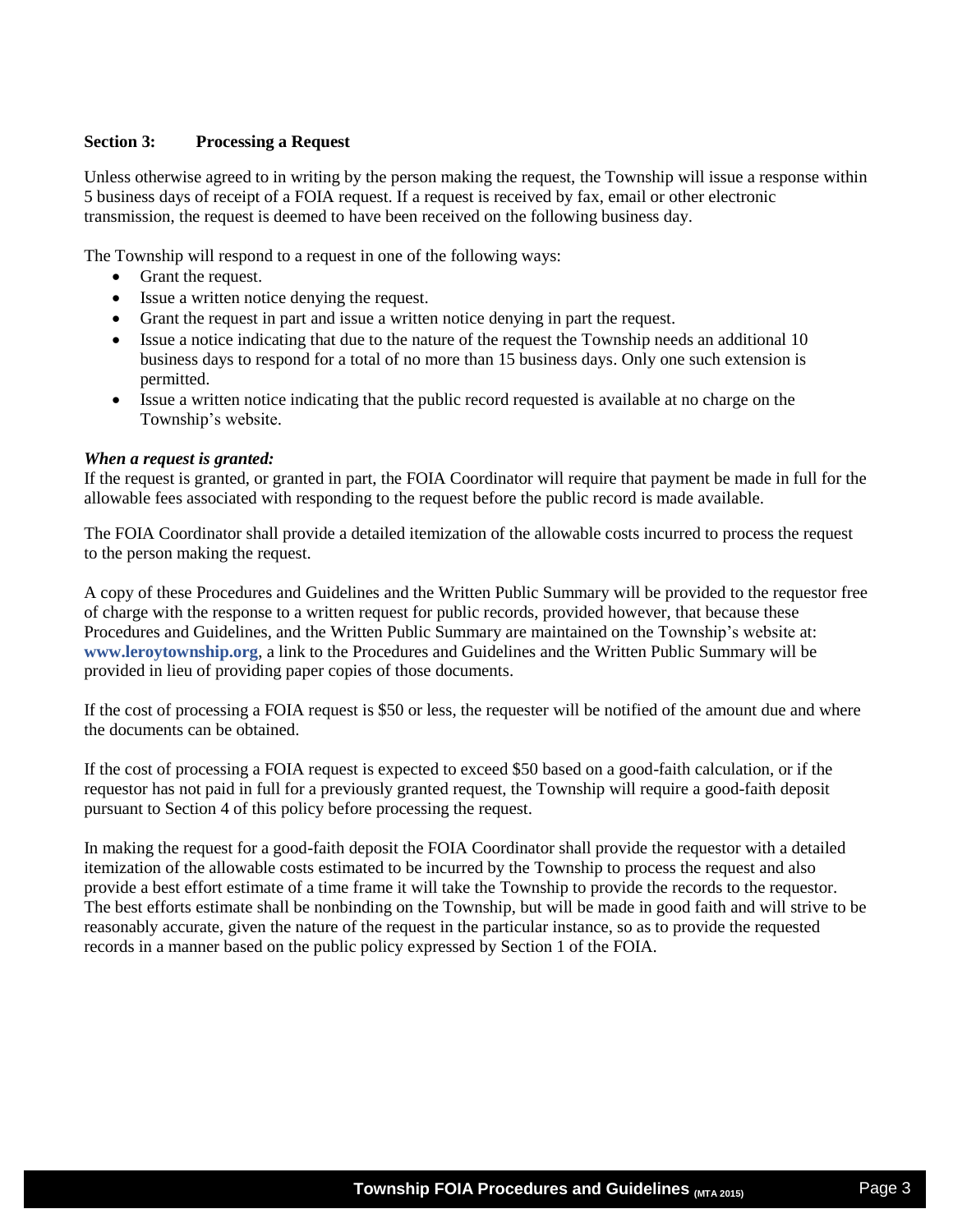## Section 3: Processing a Request

Unless otherwise agreed to in writing by the person making the request, the Township will issue a response within 5 business days of receipt of a FOIA request. If a request is received by fax, email or other electronic transmission, the request is deemed to have been received on the following business day.

The Township will respond to a request in one of the following ways:

- Grant the request.
- Issue a written notice denying the request.
- Grant the request in part and issue a written notice denying in part the request.
- Issue a notice indicating that due to the nature of the request the Township needs an additional 10 business days to respond for a total of no more than 15 business days. Only one such extension is permitted.
- Issue a written notice indicating that the public record requested is available at no charge on the Township's website.

***When a request is granted:***

If the request is granted, or granted in part, the FOIA Coordinator will require that payment be made in full for the allowable fees associated with responding to the request before the public record is made available.

The FOIA Coordinator shall provide a detailed itemization of the allowable costs incurred to process the request to the person making the request.

A copy of these Procedures and Guidelines and the Written Public Summary will be provided to the requestor free of charge with the response to a written request for public records, provided however, that because these Procedures and Guidelines, and the Written Public Summary are maintained on the Township's website at: **www.leroytownship.org**, a link to the Procedures and Guidelines and the Written Public Summary will be provided in lieu of providing paper copies of those documents.

If the cost of processing a FOIA request is $50 or less, the requester will be notified of the amount due and where the documents can be obtained.

If the cost of processing a FOIA request is expected to exceed $50 based on a good-faith calculation, or if the requestor has not paid in full for a previously granted request, the Township will require a good-faith deposit pursuant to Section 4 of this policy before processing the request.

In making the request for a good-faith deposit the FOIA Coordinator shall provide the requestor with a detailed itemization of the allowable costs estimated to be incurred by the Township to process the request and also provide a best effort estimate of a time frame it will take the Township to provide the records to the requestor. The best efforts estimate shall be nonbinding on the Township, but will be made in good faith and will strive to be reasonably accurate, given the nature of the request in the particular instance, so as to provide the requested records in a manner based on the public policy expressed by Section 1 of the FOIA.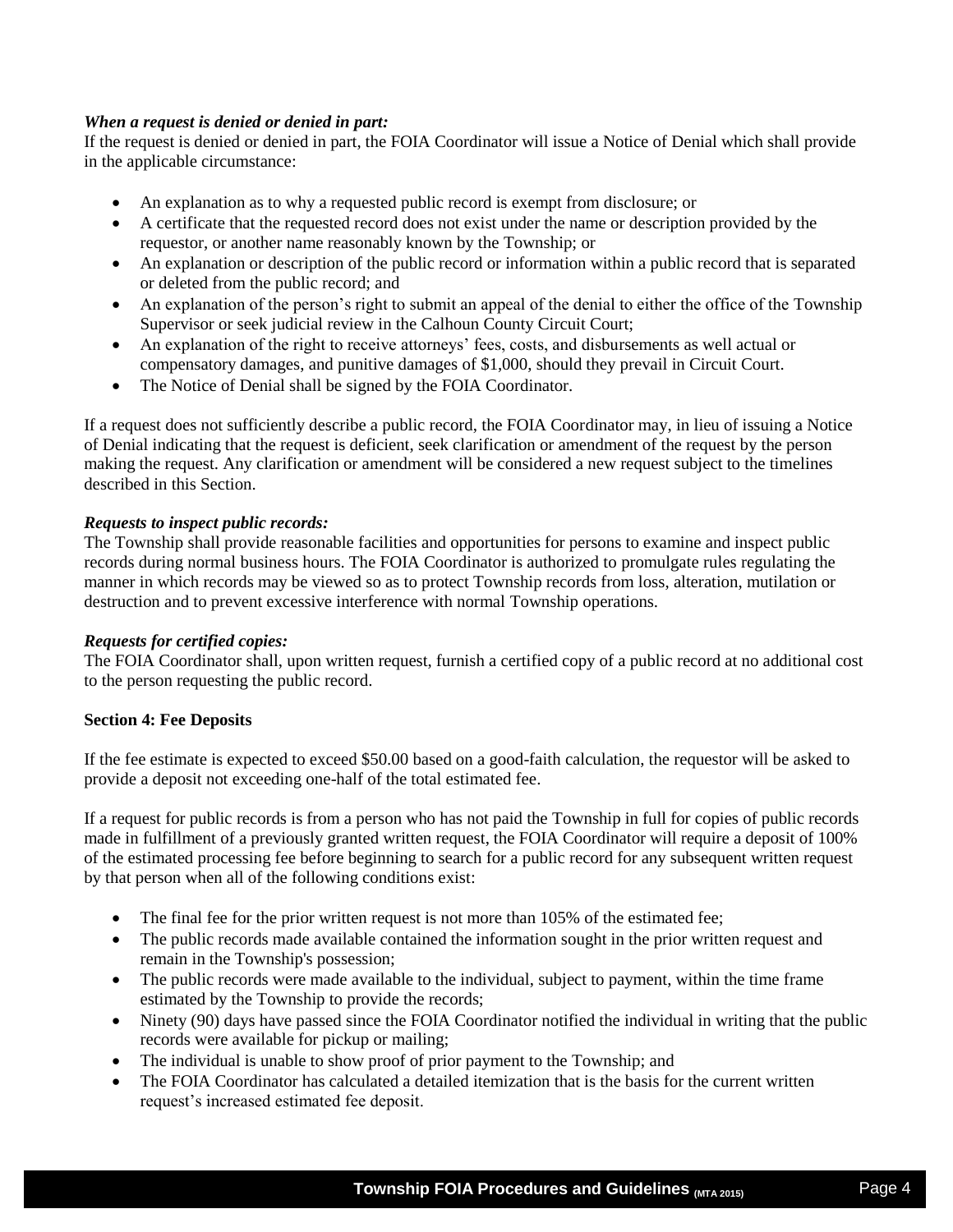***When a request is denied or denied in part:***

If the request is denied or denied in part, the FOIA Coordinator will issue a Notice of Denial which shall provide in the applicable circumstance:

- An explanation as to why a requested public record is exempt from disclosure; or
- A certificate that the requested record does not exist under the name or description provided by the requestor, or another name reasonably known by the Township; or
- An explanation or description of the public record or information within a public record that is separated or deleted from the public record; and
- An explanation of the person's right to submit an appeal of the denial to either the office of the Township Supervisor or seek judicial review in the Calhoun County Circuit Court;
- An explanation of the right to receive attorneys' fees, costs, and disbursements as well actual or compensatory damages, and punitive damages of $1,000, should they prevail in Circuit Court.
- The Notice of Denial shall be signed by the FOIA Coordinator.

If a request does not sufficiently describe a public record, the FOIA Coordinator may, in lieu of issuing a Notice of Denial indicating that the request is deficient, seek clarification or amendment of the request by the person making the request. Any clarification or amendment will be considered a new request subject to the timelines described in this Section.

***Requests to inspect public records:***

The Township shall provide reasonable facilities and opportunities for persons to examine and inspect public records during normal business hours. The FOIA Coordinator is authorized to promulgate rules regulating the manner in which records may be viewed so as to protect Township records from loss, alteration, mutilation or destruction and to prevent excessive interference with normal Township operations.

***Requests for certified copies:***

The FOIA Coordinator shall, upon written request, furnish a certified copy of a public record at no additional cost to the person requesting the public record.

**Section 4: Fee Deposits**

If the fee estimate is expected to exceed $50.00 based on a good-faith calculation, the requestor will be asked to provide a deposit not exceeding one-half of the total estimated fee.

If a request for public records is from a person who has not paid the Township in full for copies of public records made in fulfillment of a previously granted written request, the FOIA Coordinator will require a deposit of 100% of the estimated processing fee before beginning to search for a public record for any subsequent written request by that person when all of the following conditions exist:

- The final fee for the prior written request is not more than 105% of the estimated fee;
- The public records made available contained the information sought in the prior written request and remain in the Township's possession;
- The public records were made available to the individual, subject to payment, within the time frame estimated by the Township to provide the records;
- Ninety (90) days have passed since the FOIA Coordinator notified the individual in writing that the public records were available for pickup or mailing;
- The individual is unable to show proof of prior payment to the Township; and
- The FOIA Coordinator has calculated a detailed itemization that is the basis for the current written request's increased estimated fee deposit.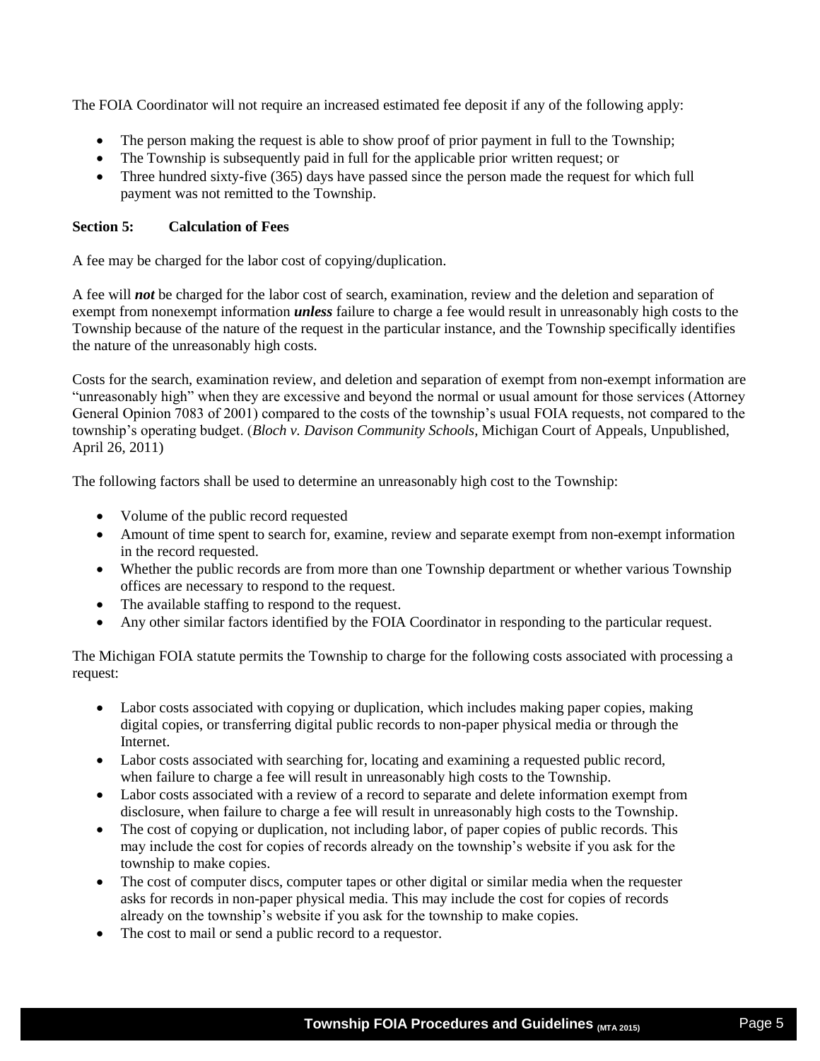The FOIA Coordinator will not require an increased estimated fee deposit if any of the following apply:

- The person making the request is able to show proof of prior payment in full to the Township;
- The Township is subsequently paid in full for the applicable prior written request; or
- Three hundred sixty-five (365) days have passed since the person made the request for which full payment was not remitted to the Township.

### Section 5: Calculation of Fees

A fee may be charged for the labor cost of copying/duplication.

A fee will ***not*** be charged for the labor cost of search, examination, review and the deletion and separation of exempt from nonexempt information ***unless*** failure to charge a fee would result in unreasonably high costs to the Township because of the nature of the request in the particular instance, and the Township specifically identifies the nature of the unreasonably high costs.

Costs for the search, examination review, and deletion and separation of exempt from non-exempt information are "unreasonably high" when they are excessive and beyond the normal or usual amount for those services (Attorney General Opinion 7083 of 2001) compared to the costs of the township's usual FOIA requests, not compared to the township's operating budget. (*Bloch v. Davison Community Schools*, Michigan Court of Appeals, Unpublished, April 26, 2011)

The following factors shall be used to determine an unreasonably high cost to the Township:

- Volume of the public record requested
- Amount of time spent to search for, examine, review and separate exempt from non-exempt information in the record requested.
- Whether the public records are from more than one Township department or whether various Township offices are necessary to respond to the request.
- The available staffing to respond to the request.
- Any other similar factors identified by the FOIA Coordinator in responding to the particular request.

The Michigan FOIA statute permits the Township to charge for the following costs associated with processing a request:

- Labor costs associated with copying or duplication, which includes making paper copies, making digital copies, or transferring digital public records to non-paper physical media or through the Internet.
- Labor costs associated with searching for, locating and examining a requested public record, when failure to charge a fee will result in unreasonably high costs to the Township.
- Labor costs associated with a review of a record to separate and delete information exempt from disclosure, when failure to charge a fee will result in unreasonably high costs to the Township.
- The cost of copying or duplication, not including labor, of paper copies of public records. This may include the cost for copies of records already on the township's website if you ask for the township to make copies.
- The cost of computer discs, computer tapes or other digital or similar media when the requester asks for records in non-paper physical media. This may include the cost for copies of records already on the township's website if you ask for the township to make copies.
- The cost to mail or send a public record to a requestor.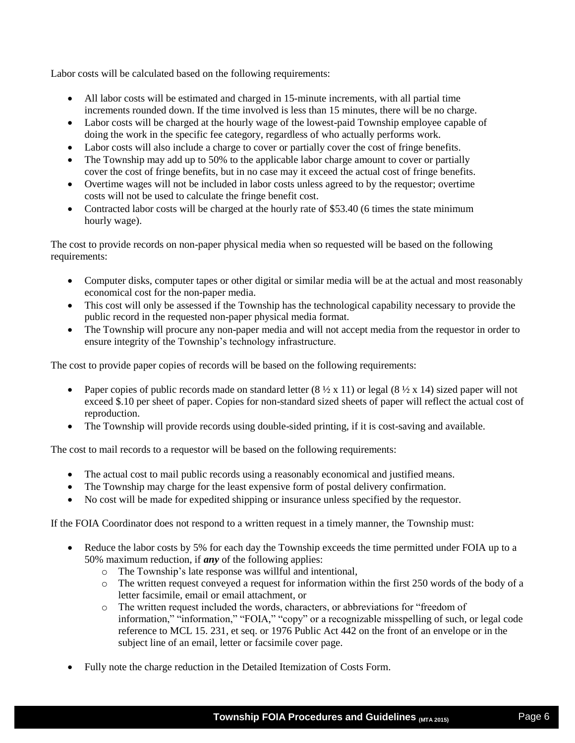Labor costs will be calculated based on the following requirements:

- All labor costs will be estimated and charged in 15-minute increments, with all partial time increments rounded down. If the time involved is less than 15 minutes, there will be no charge.
- Labor costs will be charged at the hourly wage of the lowest-paid Township employee capable of doing the work in the specific fee category, regardless of who actually performs work.
- Labor costs will also include a charge to cover or partially cover the cost of fringe benefits.
- The Township may add up to 50% to the applicable labor charge amount to cover or partially cover the cost of fringe benefits, but in no case may it exceed the actual cost of fringe benefits.
- Overtime wages will not be included in labor costs unless agreed to by the requestor; overtime costs will not be used to calculate the fringe benefit cost.
- Contracted labor costs will be charged at the hourly rate of $53.40 (6 times the state minimum hourly wage).

The cost to provide records on non-paper physical media when so requested will be based on the following requirements:

- Computer disks, computer tapes or other digital or similar media will be at the actual and most reasonably economical cost for the non-paper media.
- This cost will only be assessed if the Township has the technological capability necessary to provide the public record in the requested non-paper physical media format.
- The Township will procure any non-paper media and will not accept media from the requestor in order to ensure integrity of the Township's technology infrastructure.

The cost to provide paper copies of records will be based on the following requirements:

- Paper copies of public records made on standard letter (8 ½ x 11) or legal (8 ½ x 14) sized paper will not exceed $.10 per sheet of paper. Copies for non-standard sized sheets of paper will reflect the actual cost of reproduction.
- The Township will provide records using double-sided printing, if it is cost-saving and available.

The cost to mail records to a requestor will be based on the following requirements:

- The actual cost to mail public records using a reasonably economical and justified means.
- The Township may charge for the least expensive form of postal delivery confirmation.
- No cost will be made for expedited shipping or insurance unless specified by the requestor.

If the FOIA Coordinator does not respond to a written request in a timely manner, the Township must:

- Reduce the labor costs by 5% for each day the Township exceeds the time permitted under FOIA up to a 50% maximum reduction, if ***any*** of the following applies:
  - The Township's late response was willful and intentional,
  - The written request conveyed a request for information within the first 250 words of the body of a letter facsimile, email or email attachment, or
  - The written request included the words, characters, or abbreviations for "freedom of information," "information," "FOIA," "copy" or a recognizable misspelling of such, or legal code reference to MCL 15. 231, et seq. or 1976 Public Act 442 on the front of an envelope or in the subject line of an email, letter or facsimile cover page.

- Fully note the charge reduction in the Detailed Itemization of Costs Form.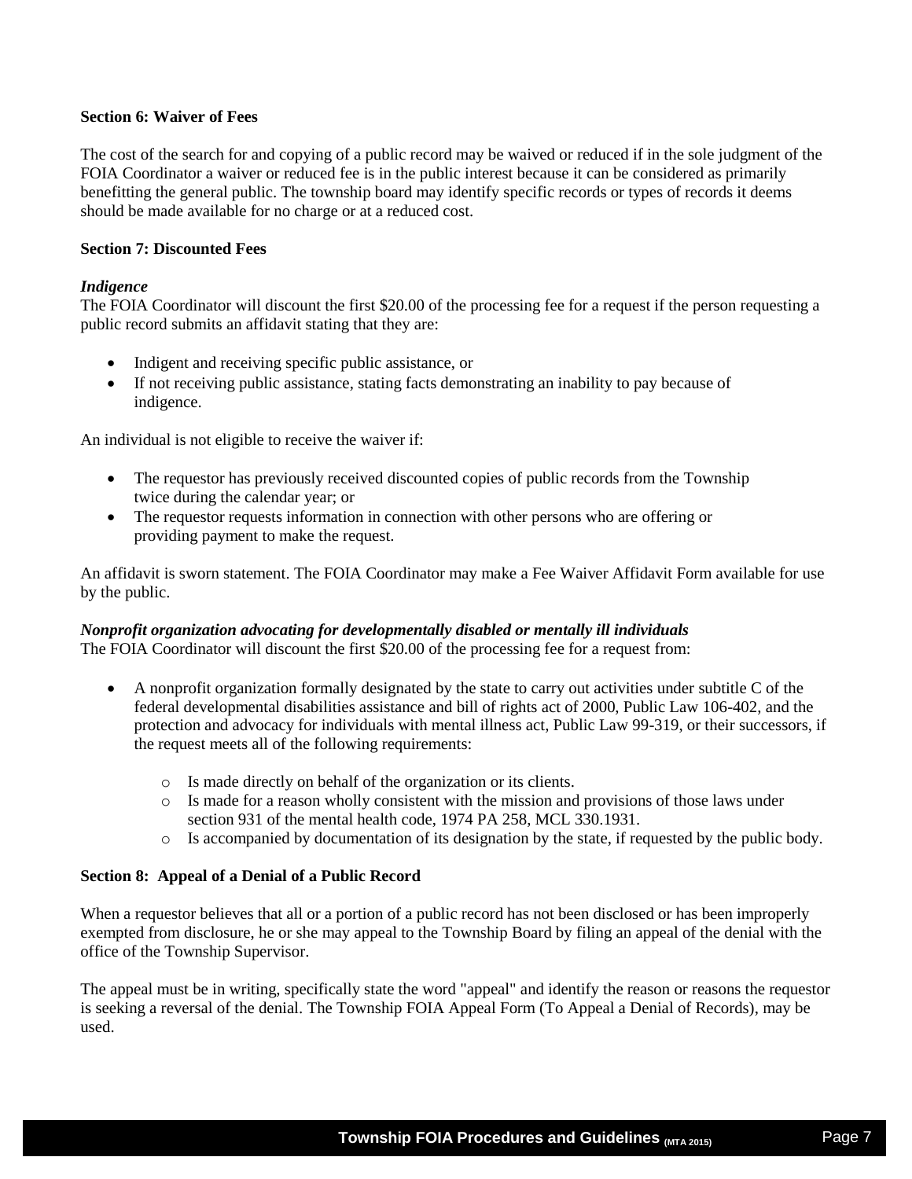**Section 6: Waiver of Fees**

The cost of the search for and copying of a public record may be waived or reduced if in the sole judgment of the FOIA Coordinator a waiver or reduced fee is in the public interest because it can be considered as primarily benefitting the general public. The township board may identify specific records or types of records it deems should be made available for no charge or at a reduced cost.

**Section 7: Discounted Fees**

***Indigence***

The FOIA Coordinator will discount the first $20.00 of the processing fee for a request if the person requesting a public record submits an affidavit stating that they are:

- Indigent and receiving specific public assistance, or
- If not receiving public assistance, stating facts demonstrating an inability to pay because of indigence.

An individual is not eligible to receive the waiver if:

- The requestor has previously received discounted copies of public records from the Township twice during the calendar year; or
- The requestor requests information in connection with other persons who are offering or providing payment to make the request.

An affidavit is sworn statement. The FOIA Coordinator may make a Fee Waiver Affidavit Form available for use by the public.

***Nonprofit organization advocating for developmentally disabled or mentally ill individuals***

The FOIA Coordinator will discount the first $20.00 of the processing fee for a request from:

- A nonprofit organization formally designated by the state to carry out activities under subtitle C of the federal developmental disabilities assistance and bill of rights act of 2000, Public Law 106-402, and the protection and advocacy for individuals with mental illness act, Public Law 99-319, or their successors, if the request meets all of the following requirements:
  - Is made directly on behalf of the organization or its clients.
  - Is made for a reason wholly consistent with the mission and provisions of those laws under section 931 of the mental health code, 1974 PA 258, MCL 330.1931.
  - Is accompanied by documentation of its designation by the state, if requested by the public body.

**Section 8: Appeal of a Denial of a Public Record**

When a requestor believes that all or a portion of a public record has not been disclosed or has been improperly exempted from disclosure, he or she may appeal to the Township Board by filing an appeal of the denial with the office of the Township Supervisor.

The appeal must be in writing, specifically state the word "appeal" and identify the reason or reasons the requestor is seeking a reversal of the denial. The Township FOIA Appeal Form (To Appeal a Denial of Records), may be used.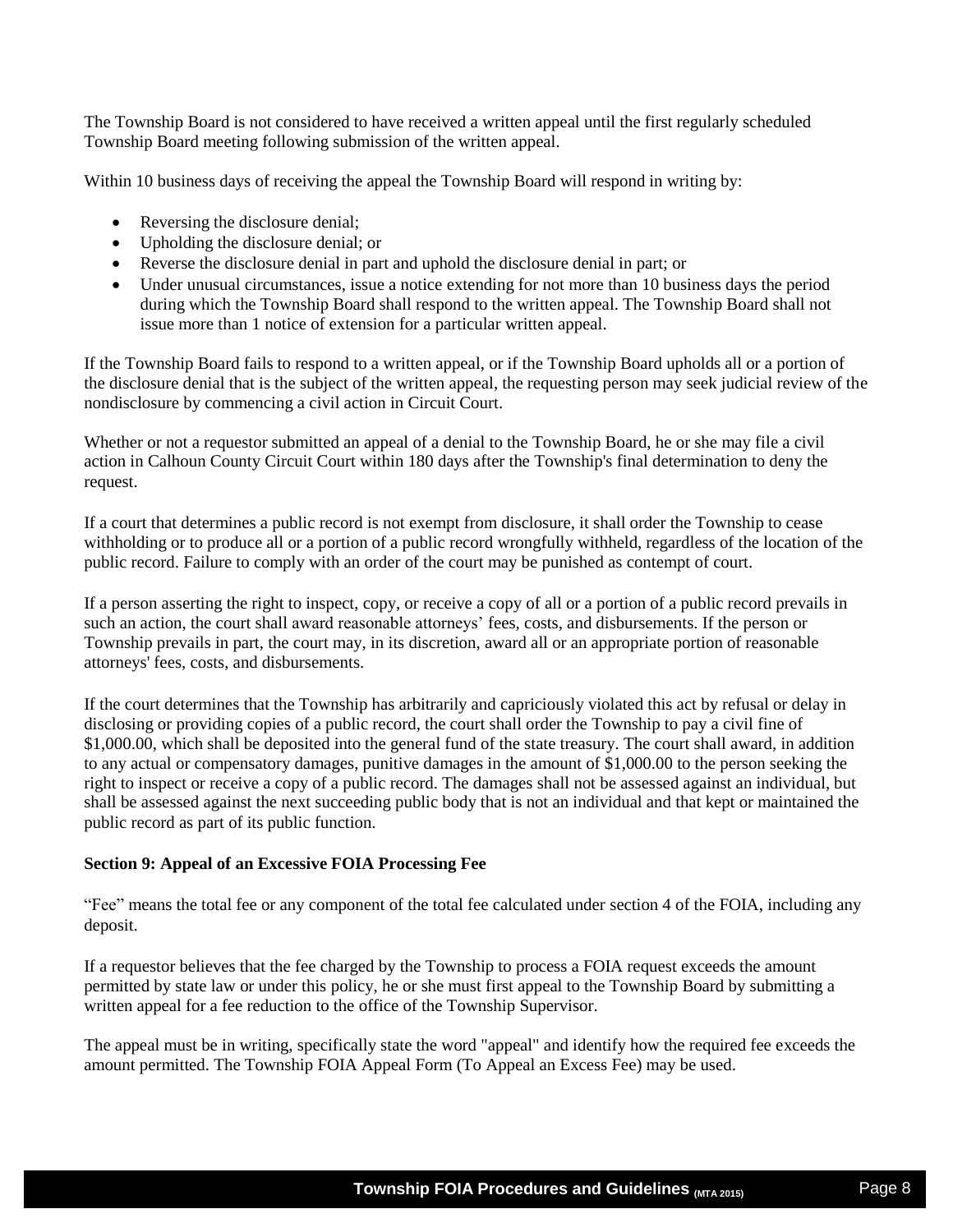The Township Board is not considered to have received a written appeal until the first regularly scheduled Township Board meeting following submission of the written appeal.

Within 10 business days of receiving the appeal the Township Board will respond in writing by:

- Reversing the disclosure denial;
- Upholding the disclosure denial; or
- Reverse the disclosure denial in part and uphold the disclosure denial in part; or
- Under unusual circumstances, issue a notice extending for not more than 10 business days the period during which the Township Board shall respond to the written appeal. The Township Board shall not issue more than 1 notice of extension for a particular written appeal.

If the Township Board fails to respond to a written appeal, or if the Township Board upholds all or a portion of the disclosure denial that is the subject of the written appeal, the requesting person may seek judicial review of the nondisclosure by commencing a civil action in Circuit Court.

Whether or not a requestor submitted an appeal of a denial to the Township Board, he or she may file a civil action in Calhoun County Circuit Court within 180 days after the Township's final determination to deny the request.

If a court that determines a public record is not exempt from disclosure, it shall order the Township to cease withholding or to produce all or a portion of a public record wrongfully withheld, regardless of the location of the public record. Failure to comply with an order of the court may be punished as contempt of court.

If a person asserting the right to inspect, copy, or receive a copy of all or a portion of a public record prevails in such an action, the court shall award reasonable attorneys' fees, costs, and disbursements. If the person or Township prevails in part, the court may, in its discretion, award all or an appropriate portion of reasonable attorneys' fees, costs, and disbursements.

If the court determines that the Township has arbitrarily and capriciously violated this act by refusal or delay in disclosing or providing copies of a public record, the court shall order the Township to pay a civil fine of $1,000.00, which shall be deposited into the general fund of the state treasury. The court shall award, in addition to any actual or compensatory damages, punitive damages in the amount of $1,000.00 to the person seeking the right to inspect or receive a copy of a public record. The damages shall not be assessed against an individual, but shall be assessed against the next succeeding public body that is not an individual and that kept or maintained the public record as part of its public function.

**Section 9: Appeal of an Excessive FOIA Processing Fee**

"Fee" means the total fee or any component of the total fee calculated under section 4 of the FOIA, including any deposit.

If a requestor believes that the fee charged by the Township to process a FOIA request exceeds the amount permitted by state law or under this policy, he or she must first appeal to the Township Board by submitting a written appeal for a fee reduction to the office of the Township Supervisor.

The appeal must be in writing, specifically state the word "appeal" and identify how the required fee exceeds the amount permitted. The Township FOIA Appeal Form (To Appeal an Excess Fee) may be used.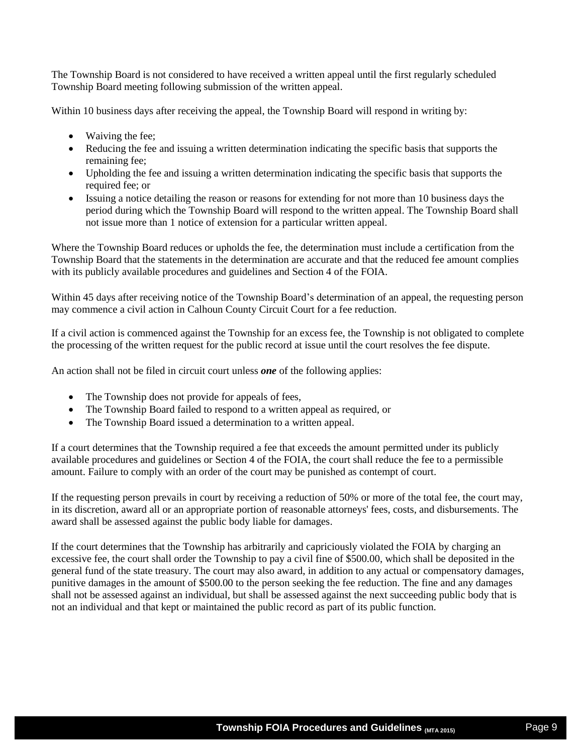The Township Board is not considered to have received a written appeal until the first regularly scheduled Township Board meeting following submission of the written appeal.

Within 10 business days after receiving the appeal, the Township Board will respond in writing by:

- Waiving the fee;
- Reducing the fee and issuing a written determination indicating the specific basis that supports the remaining fee;
- Upholding the fee and issuing a written determination indicating the specific basis that supports the required fee; or
- Issuing a notice detailing the reason or reasons for extending for not more than 10 business days the period during which the Township Board will respond to the written appeal. The Township Board shall not issue more than 1 notice of extension for a particular written appeal.

Where the Township Board reduces or upholds the fee, the determination must include a certification from the Township Board that the statements in the determination are accurate and that the reduced fee amount complies with its publicly available procedures and guidelines and Section 4 of the FOIA.

Within 45 days after receiving notice of the Township Board's determination of an appeal, the requesting person may commence a civil action in Calhoun County Circuit Court for a fee reduction.

If a civil action is commenced against the Township for an excess fee, the Township is not obligated to complete the processing of the written request for the public record at issue until the court resolves the fee dispute.

An action shall not be filed in circuit court unless ***one*** of the following applies:

- The Township does not provide for appeals of fees,
- The Township Board failed to respond to a written appeal as required, or
- The Township Board issued a determination to a written appeal.

If a court determines that the Township required a fee that exceeds the amount permitted under its publicly available procedures and guidelines or Section 4 of the FOIA, the court shall reduce the fee to a permissible amount. Failure to comply with an order of the court may be punished as contempt of court.

If the requesting person prevails in court by receiving a reduction of 50% or more of the total fee, the court may, in its discretion, award all or an appropriate portion of reasonable attorneys' fees, costs, and disbursements. The award shall be assessed against the public body liable for damages.

If the court determines that the Township has arbitrarily and capriciously violated the FOIA by charging an excessive fee, the court shall order the Township to pay a civil fine of $500.00, which shall be deposited in the general fund of the state treasury. The court may also award, in addition to any actual or compensatory damages, punitive damages in the amount of $500.00 to the person seeking the fee reduction. The fine and any damages shall not be assessed against an individual, but shall be assessed against the next succeeding public body that is not an individual and that kept or maintained the public record as part of its public function.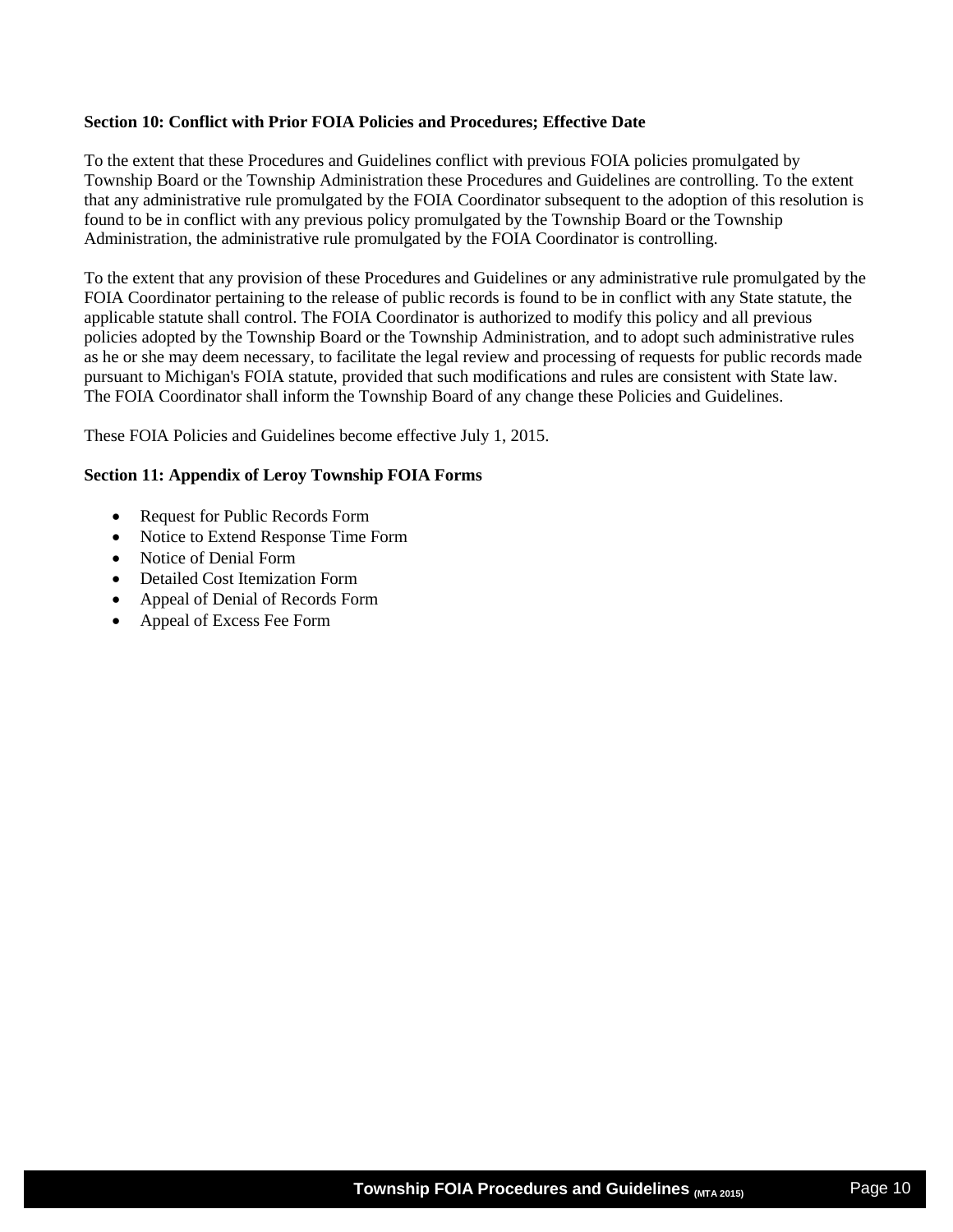**Section 10: Conflict with Prior FOIA Policies and Procedures; Effective Date**

To the extent that these Procedures and Guidelines conflict with previous FOIA policies promulgated by Township Board or the Township Administration these Procedures and Guidelines are controlling. To the extent that any administrative rule promulgated by the FOIA Coordinator subsequent to the adoption of this resolution is found to be in conflict with any previous policy promulgated by the Township Board or the Township Administration, the administrative rule promulgated by the FOIA Coordinator is controlling.

To the extent that any provision of these Procedures and Guidelines or any administrative rule promulgated by the FOIA Coordinator pertaining to the release of public records is found to be in conflict with any State statute, the applicable statute shall control. The FOIA Coordinator is authorized to modify this policy and all previous policies adopted by the Township Board or the Township Administration, and to adopt such administrative rules as he or she may deem necessary, to facilitate the legal review and processing of requests for public records made pursuant to Michigan's FOIA statute, provided that such modifications and rules are consistent with State law. The FOIA Coordinator shall inform the Township Board of any change these Policies and Guidelines.

These FOIA Policies and Guidelines become effective July 1, 2015.

**Section 11: Appendix of Leroy Township FOIA Forms**

- Request for Public Records Form
- Notice to Extend Response Time Form
- Notice of Denial Form
- Detailed Cost Itemization Form
- Appeal of Denial of Records Form
- Appeal of Excess Fee Form